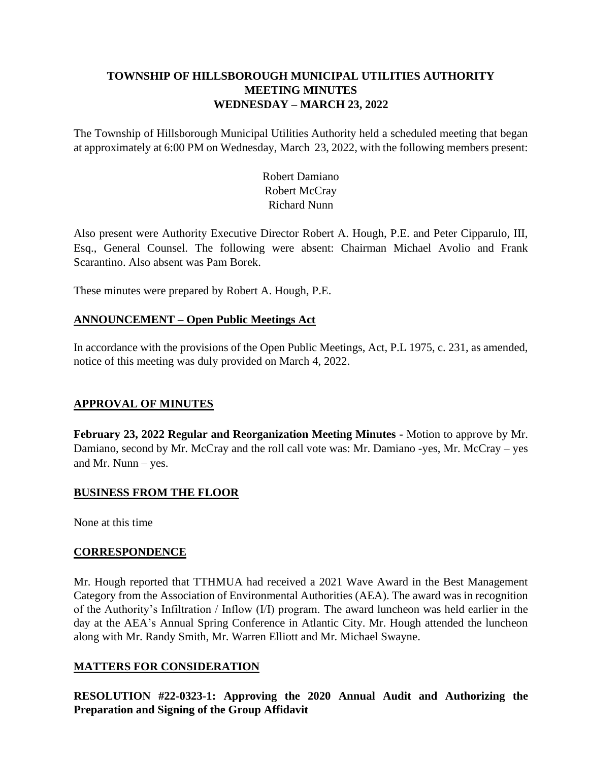**TOWNSHIP OF HILLSBOROUGH MUNICIPAL UTILITIES AUTHORITY**
**MEETING MINUTES**
**WEDNESDAY – MARCH 23, 2022**

The Township of Hillsborough Municipal Utilities Authority held a scheduled meeting that began at approximately at 6:00 PM on Wednesday, March 23, 2022, with the following members present:

Robert Damiano
Robert McCray
Richard Nunn

Also present were Authority Executive Director Robert A. Hough, P.E. and Peter Cipparulo, III, Esq., General Counsel. The following were absent: Chairman Michael Avolio and Frank Scarantino. Also absent was Pam Borek.

These minutes were prepared by Robert A. Hough, P.E.

## ANNOUNCEMENT – Open Public Meetings Act

In accordance with the provisions of the Open Public Meetings, Act, P.L 1975, c. 231, as amended, notice of this meeting was duly provided on March 4, 2022.

## APPROVAL OF MINUTES

**February 23, 2022 Regular and Reorganization Meeting Minutes -** Motion to approve by Mr. Damiano, second by Mr. McCray and the roll call vote was: Mr. Damiano -yes, Mr. McCray – yes and Mr. Nunn – yes.

## BUSINESS FROM THE FLOOR

None at this time

## CORRESPONDENCE

Mr. Hough reported that TTHMUA had received a 2021 Wave Award in the Best Management Category from the Association of Environmental Authorities (AEA). The award was in recognition of the Authority's Infiltration / Inflow (I/I) program. The award luncheon was held earlier in the day at the AEA's Annual Spring Conference in Atlantic City. Mr. Hough attended the luncheon along with Mr. Randy Smith, Mr. Warren Elliott and Mr. Michael Swayne.

## MATTERS FOR CONSIDERATION

**RESOLUTION #22-0323-1: Approving the 2020 Annual Audit and Authorizing the Preparation and Signing of the Group Affidavit**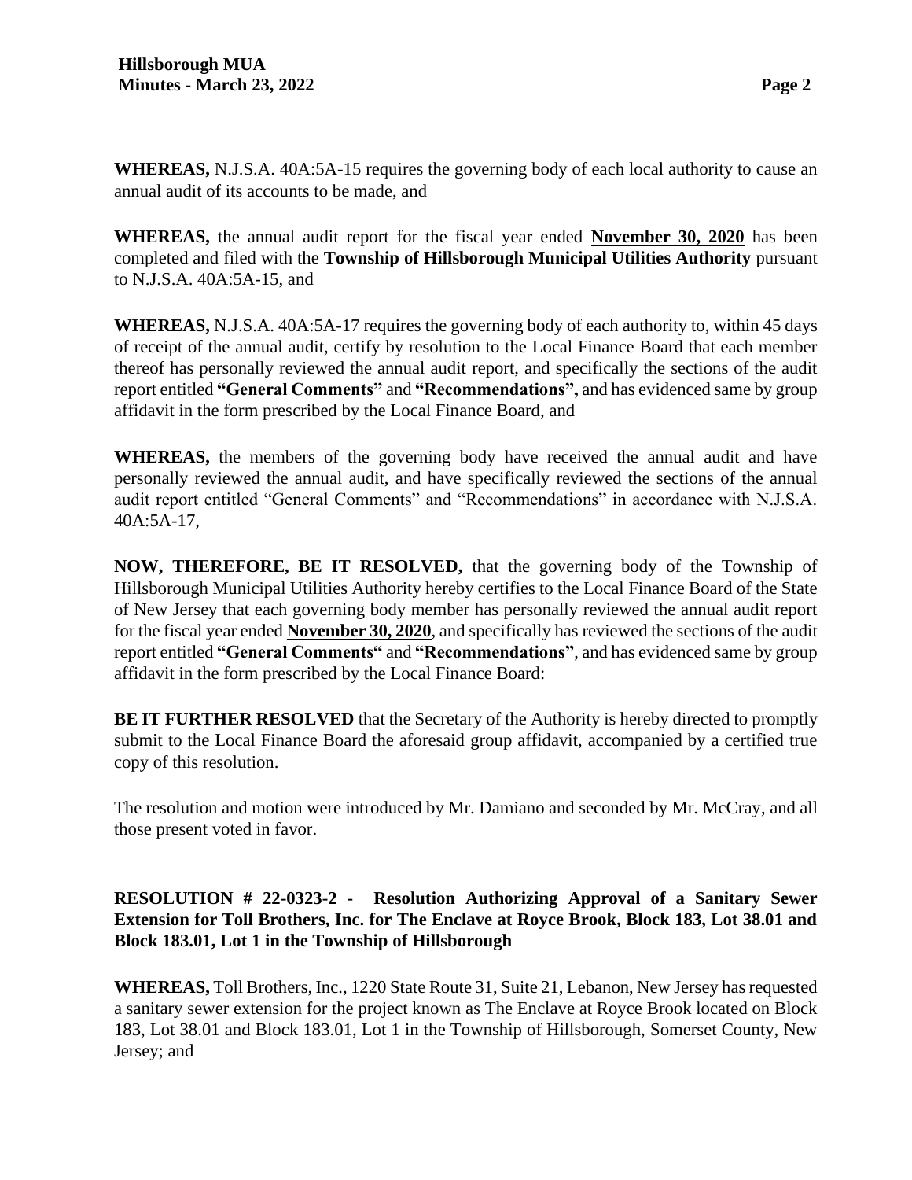**WHEREAS,** N.J.S.A. 40A:5A-15 requires the governing body of each local authority to cause an annual audit of its accounts to be made, and

**WHEREAS,** the annual audit report for the fiscal year ended **November 30, 2020** has been completed and filed with the **Township of Hillsborough Municipal Utilities Authority** pursuant to N.J.S.A. 40A:5A-15, and

**WHEREAS,** N.J.S.A. 40A:5A-17 requires the governing body of each authority to, within 45 days of receipt of the annual audit, certify by resolution to the Local Finance Board that each member thereof has personally reviewed the annual audit report, and specifically the sections of the audit report entitled **"General Comments"** and **"Recommendations",** and has evidenced same by group affidavit in the form prescribed by the Local Finance Board, and

**WHEREAS,** the members of the governing body have received the annual audit and have personally reviewed the annual audit, and have specifically reviewed the sections of the annual audit report entitled "General Comments" and "Recommendations" in accordance with N.J.S.A. 40A:5A-17,

**NOW, THEREFORE, BE IT RESOLVED,** that the governing body of the Township of Hillsborough Municipal Utilities Authority hereby certifies to the Local Finance Board of the State of New Jersey that each governing body member has personally reviewed the annual audit report for the fiscal year ended **November 30, 2020**, and specifically has reviewed the sections of the audit report entitled **"General Comments"** and **"Recommendations"**, and has evidenced same by group affidavit in the form prescribed by the Local Finance Board:

**BE IT FURTHER RESOLVED** that the Secretary of the Authority is hereby directed to promptly submit to the Local Finance Board the aforesaid group affidavit, accompanied by a certified true copy of this resolution.

The resolution and motion were introduced by Mr. Damiano and seconded by Mr. McCray, and all those present voted in favor.

**RESOLUTION # 22-0323-2 - Resolution Authorizing Approval of a Sanitary Sewer Extension for Toll Brothers, Inc. for The Enclave at Royce Brook, Block 183, Lot 38.01 and Block 183.01, Lot 1 in the Township of Hillsborough**

**WHEREAS,** Toll Brothers, Inc., 1220 State Route 31, Suite 21, Lebanon, New Jersey has requested a sanitary sewer extension for the project known as The Enclave at Royce Brook located on Block 183, Lot 38.01 and Block 183.01, Lot 1 in the Township of Hillsborough, Somerset County, New Jersey; and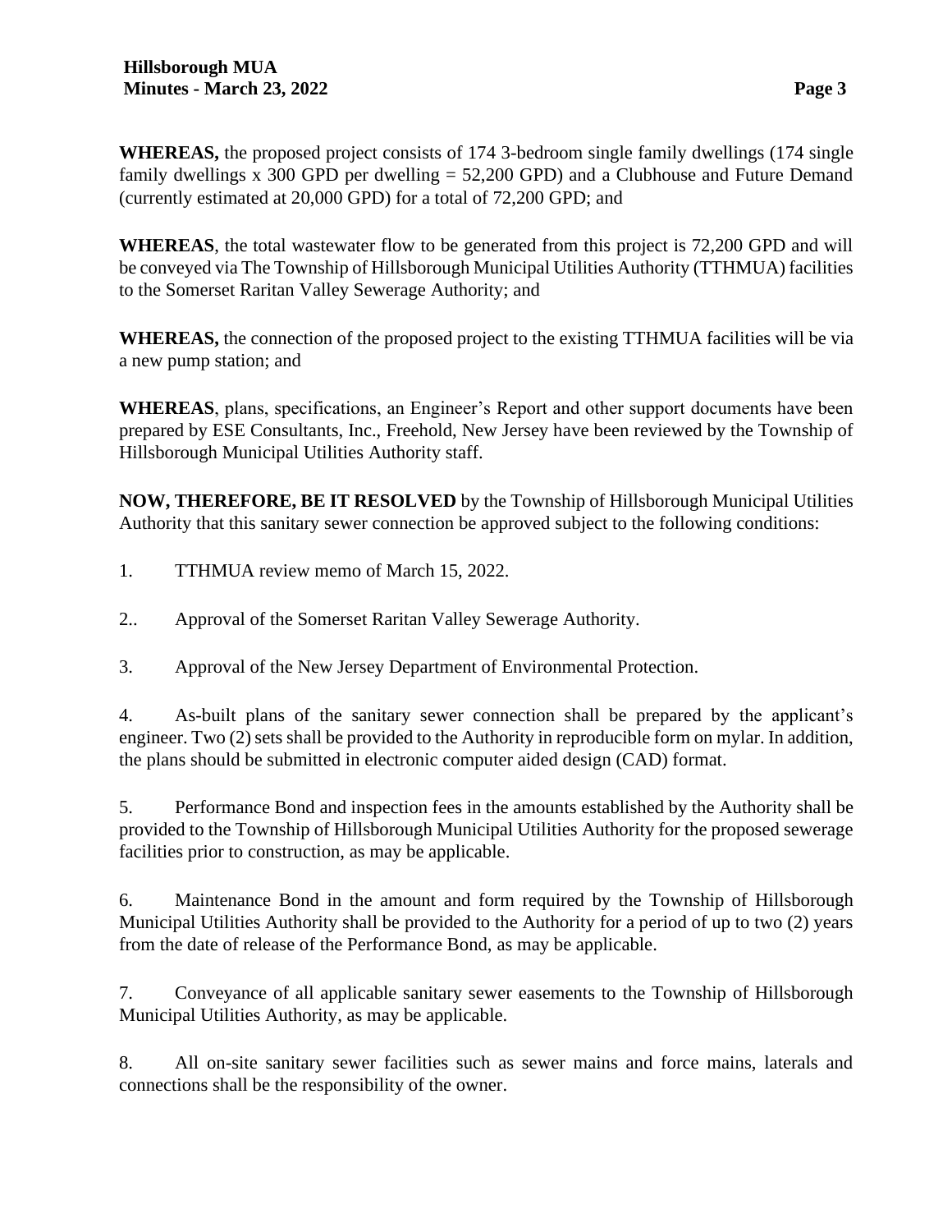**WHEREAS,** the proposed project consists of 174 3-bedroom single family dwellings (174 single family dwellings x 300 GPD per dwelling = 52,200 GPD) and a Clubhouse and Future Demand (currently estimated at 20,000 GPD) for a total of 72,200 GPD; and

**WHEREAS**, the total wastewater flow to be generated from this project is 72,200 GPD and will be conveyed via The Township of Hillsborough Municipal Utilities Authority (TTHMUA) facilities to the Somerset Raritan Valley Sewerage Authority; and

**WHEREAS,** the connection of the proposed project to the existing TTHMUA facilities will be via a new pump station; and

**WHEREAS**, plans, specifications, an Engineer's Report and other support documents have been prepared by ESE Consultants, Inc., Freehold, New Jersey have been reviewed by the Township of Hillsborough Municipal Utilities Authority staff.

**NOW, THEREFORE, BE IT RESOLVED** by the Township of Hillsborough Municipal Utilities Authority that this sanitary sewer connection be approved subject to the following conditions:

1. TTHMUA review memo of March 15, 2022.

2.. Approval of the Somerset Raritan Valley Sewerage Authority.

3. Approval of the New Jersey Department of Environmental Protection.

4. As-built plans of the sanitary sewer connection shall be prepared by the applicant's engineer. Two (2) sets shall be provided to the Authority in reproducible form on mylar. In addition, the plans should be submitted in electronic computer aided design (CAD) format.

5. Performance Bond and inspection fees in the amounts established by the Authority shall be provided to the Township of Hillsborough Municipal Utilities Authority for the proposed sewerage facilities prior to construction, as may be applicable.

6. Maintenance Bond in the amount and form required by the Township of Hillsborough Municipal Utilities Authority shall be provided to the Authority for a period of up to two (2) years from the date of release of the Performance Bond, as may be applicable.

7. Conveyance of all applicable sanitary sewer easements to the Township of Hillsborough Municipal Utilities Authority, as may be applicable.

8. All on-site sanitary sewer facilities such as sewer mains and force mains, laterals and connections shall be the responsibility of the owner.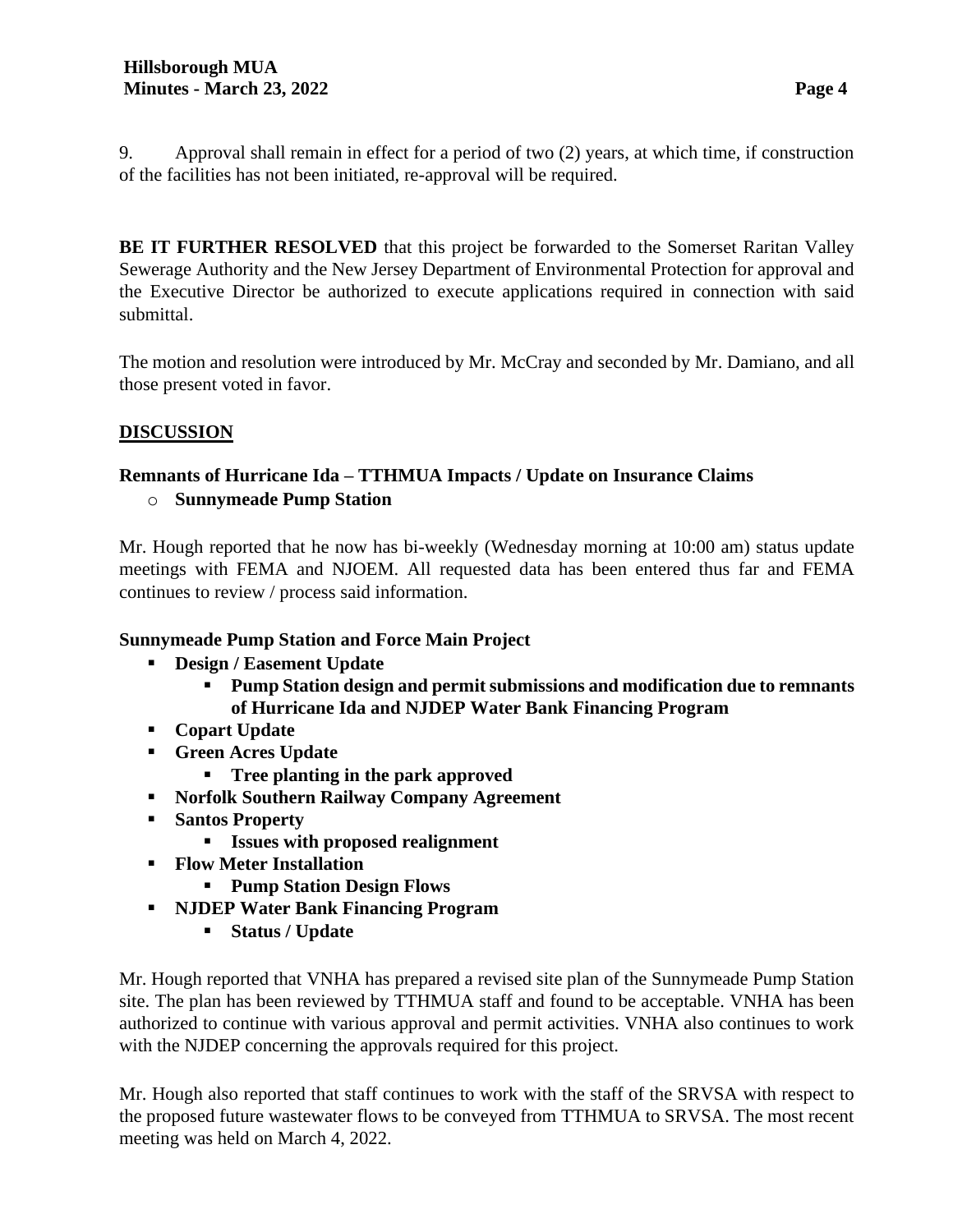9. Approval shall remain in effect for a period of two (2) years, at which time, if construction of the facilities has not been initiated, re-approval will be required.

**BE IT FURTHER RESOLVED** that this project be forwarded to the Somerset Raritan Valley Sewerage Authority and the New Jersey Department of Environmental Protection for approval and the Executive Director be authorized to execute applications required in connection with said submittal.

The motion and resolution were introduced by Mr. McCray and seconded by Mr. Damiano, and all those present voted in favor.

## DISCUSSION

**Remnants of Hurricane Ida – TTHMUA Impacts / Update on Insurance Claims**

- **Sunnymeade Pump Station**

Mr. Hough reported that he now has bi-weekly (Wednesday morning at 10:00 am) status update meetings with FEMA and NJOEM. All requested data has been entered thus far and FEMA continues to review / process said information.

**Sunnymeade Pump Station and Force Main Project**

- **Design / Easement Update**
  - **Pump Station design and permit submissions and modification due to remnants of Hurricane Ida and NJDEP Water Bank Financing Program**
- **Copart Update**
- **Green Acres Update**
  - **Tree planting in the park approved**
- **Norfolk Southern Railway Company Agreement**
- **Santos Property**
  - **Issues with proposed realignment**
- **Flow Meter Installation**
  - **Pump Station Design Flows**
- **NJDEP Water Bank Financing Program**
  - **Status / Update**

Mr. Hough reported that VNHA has prepared a revised site plan of the Sunnymeade Pump Station site. The plan has been reviewed by TTHMUA staff and found to be acceptable. VNHA has been authorized to continue with various approval and permit activities. VNHA also continues to work with the NJDEP concerning the approvals required for this project.

Mr. Hough also reported that staff continues to work with the staff of the SRVSA with respect to the proposed future wastewater flows to be conveyed from TTHMUA to SRVSA. The most recent meeting was held on March 4, 2022.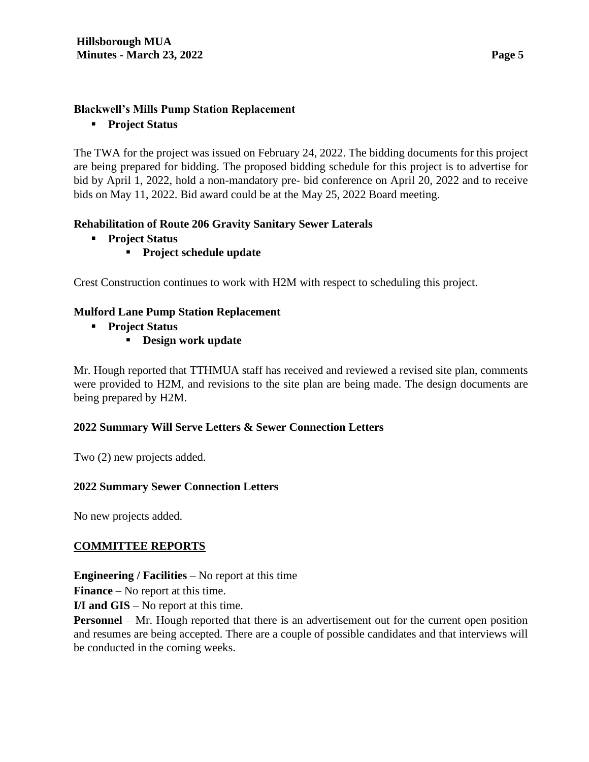**Blackwell's Mills Pump Station Replacement**

- **Project Status**

The TWA for the project was issued on February 24, 2022. The bidding documents for this project are being prepared for bidding. The proposed bidding schedule for this project is to advertise for bid by April 1, 2022, hold a non-mandatory pre- bid conference on April 20, 2022 and to receive bids on May 11, 2022. Bid award could be at the May 25, 2022 Board meeting.

**Rehabilitation of Route 206 Gravity Sanitary Sewer Laterals**

- **Project Status**
  - **Project schedule update**

Crest Construction continues to work with H2M with respect to scheduling this project.

**Mulford Lane Pump Station Replacement**

- **Project Status**
  - **Design work update**

Mr. Hough reported that TTHMUA staff has received and reviewed a revised site plan, comments were provided to H2M, and revisions to the site plan are being made. The design documents are being prepared by H2M.

**2022 Summary Will Serve Letters & Sewer Connection Letters**

Two (2) new projects added.

**2022 Summary Sewer Connection Letters**

No new projects added.

## COMMITTEE REPORTS

**Engineering / Facilities** – No report at this time

**Finance** – No report at this time.

**I/I and GIS** – No report at this time.

**Personnel** – Mr. Hough reported that there is an advertisement out for the current open position and resumes are being accepted. There are a couple of possible candidates and that interviews will be conducted in the coming weeks.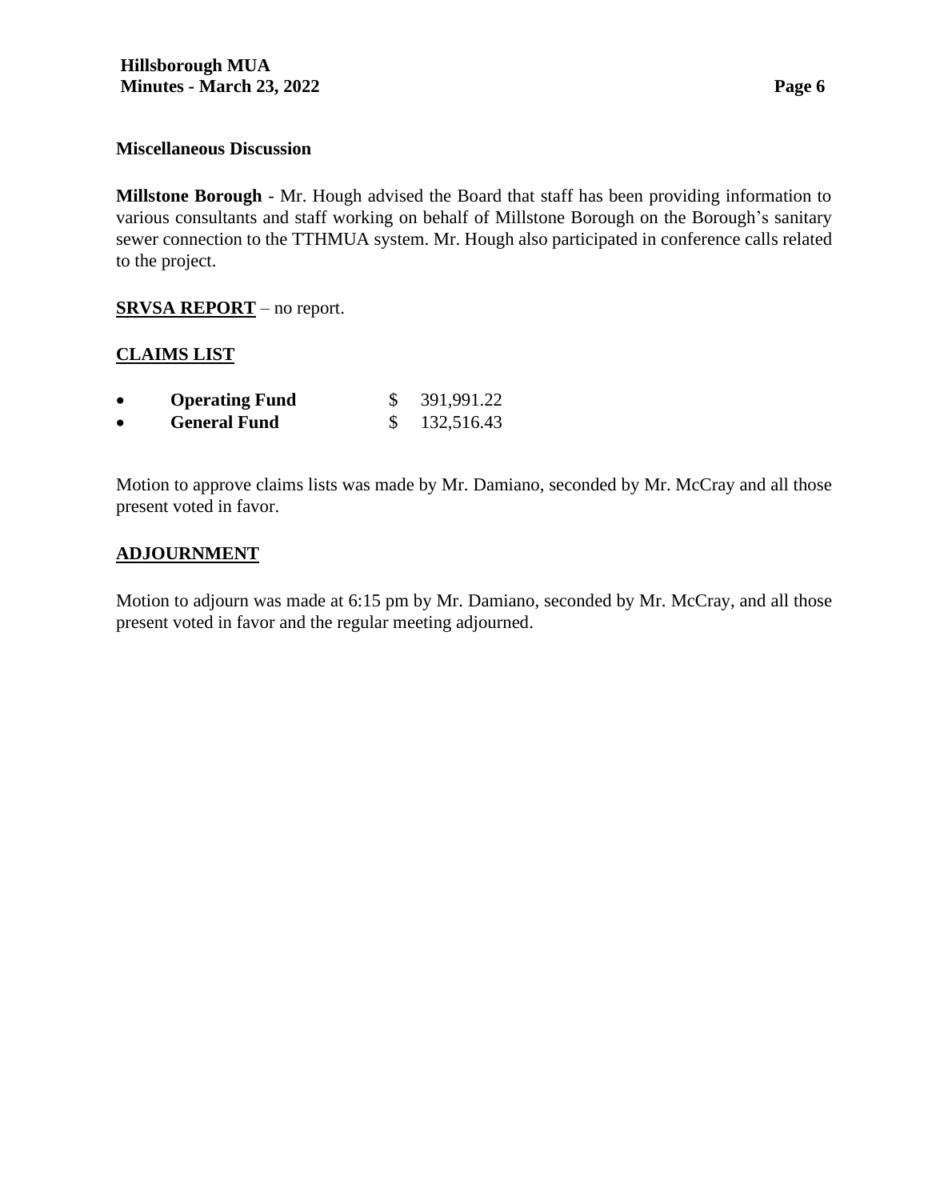**Miscellaneous Discussion**

**Millstone Borough** - Mr. Hough advised the Board that staff has been providing information to various consultants and staff working on behalf of Millstone Borough on the Borough's sanitary sewer connection to the TTHMUA system. Mr. Hough also participated in conference calls related to the project.

**SRVSA REPORT** – no report.

**CLAIMS LIST**

- **Operating Fund** $ 391,991.22
- **General Fund** $ 132,516.43

Motion to approve claims lists was made by Mr. Damiano, seconded by Mr. McCray and all those present voted in favor.

**ADJOURNMENT**

Motion to adjourn was made at 6:15 pm by Mr. Damiano, seconded by Mr. McCray, and all those present voted in favor and the regular meeting adjourned.